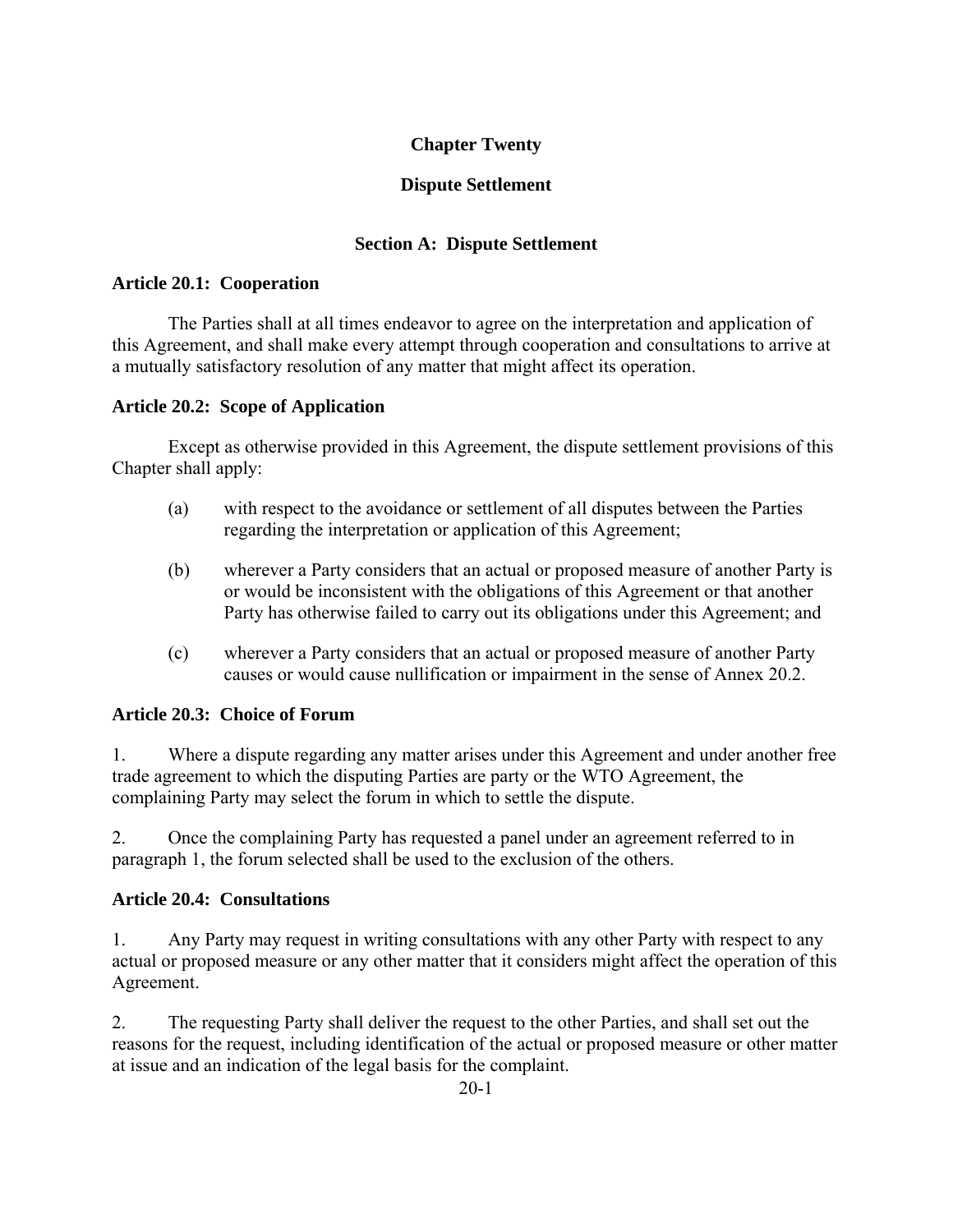# Chapter Twenty

# Dispute Settlement

## Section A: Dispute Settlement

### Article 20.1: Cooperation

The Parties shall at all times endeavor to agree on the interpretation and application of this Agreement, and shall make every attempt through cooperation and consultations to arrive at a mutually satisfactory resolution of any matter that might affect its operation.

### Article 20.2: Scope of Application

Except as otherwise provided in this Agreement, the dispute settlement provisions of this Chapter shall apply:

(a) with respect to the avoidance or settlement of all disputes between the Parties regarding the interpretation or application of this Agreement;

(b) wherever a Party considers that an actual or proposed measure of another Party is or would be inconsistent with the obligations of this Agreement or that another Party has otherwise failed to carry out its obligations under this Agreement; and

(c) wherever a Party considers that an actual or proposed measure of another Party causes or would cause nullification or impairment in the sense of Annex 20.2.

### Article 20.3: Choice of Forum

1. Where a dispute regarding any matter arises under this Agreement and under another free trade agreement to which the disputing Parties are party or the WTO Agreement, the complaining Party may select the forum in which to settle the dispute.

2. Once the complaining Party has requested a panel under an agreement referred to in paragraph 1, the forum selected shall be used to the exclusion of the others.

### Article 20.4: Consultations

1. Any Party may request in writing consultations with any other Party with respect to any actual or proposed measure or any other matter that it considers might affect the operation of this Agreement.

2. The requesting Party shall deliver the request to the other Parties, and shall set out the reasons for the request, including identification of the actual or proposed measure or other matter at issue and an indication of the legal basis for the complaint.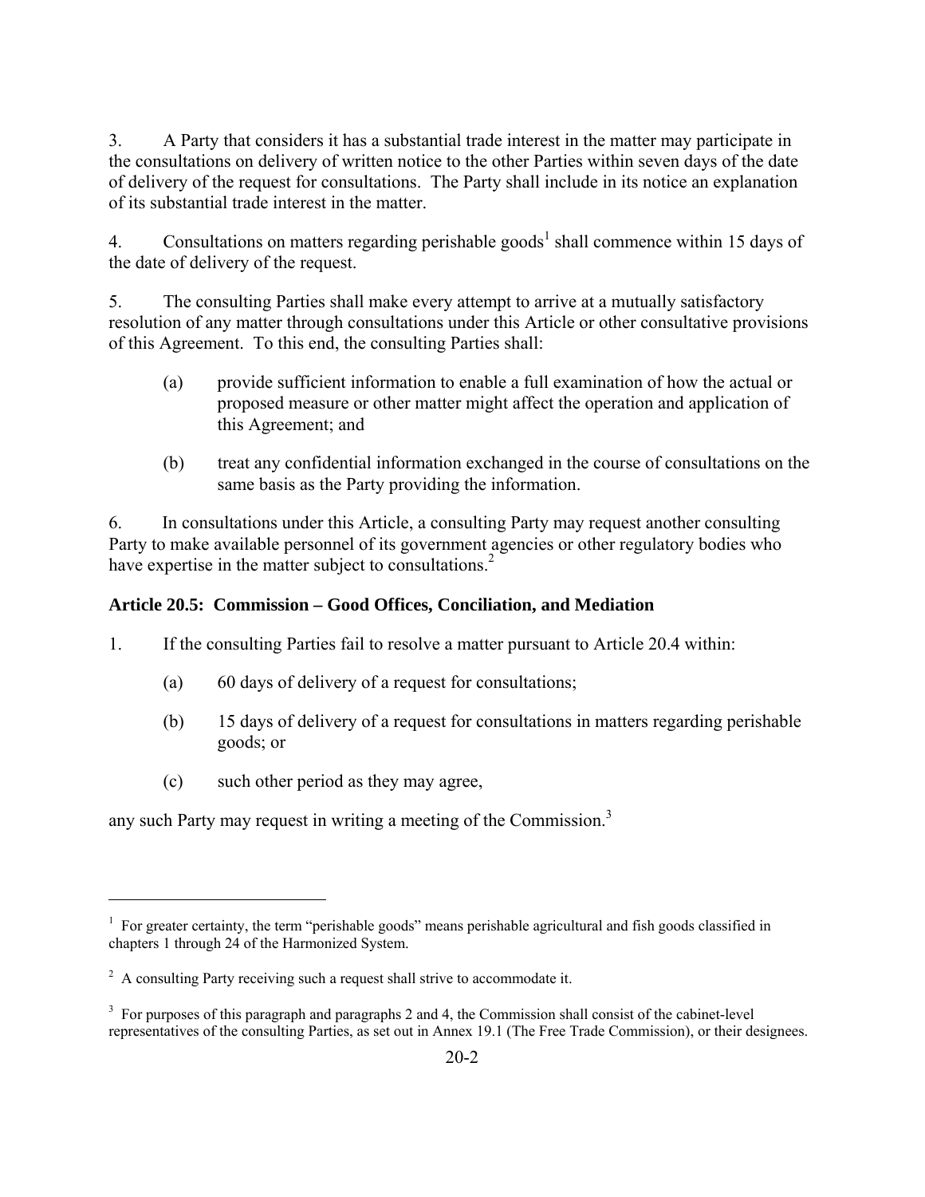3. A Party that considers it has a substantial trade interest in the matter may participate in the consultations on delivery of written notice to the other Parties within seven days of the date of delivery of the request for consultations. The Party shall include in its notice an explanation of its substantial trade interest in the matter.

4. Consultations on matters regarding perishable goods[1] shall commence within 15 days of the date of delivery of the request.

5. The consulting Parties shall make every attempt to arrive at a mutually satisfactory resolution of any matter through consultations under this Article or other consultative provisions of this Agreement. To this end, the consulting Parties shall:

(a) provide sufficient information to enable a full examination of how the actual or proposed measure or other matter might affect the operation and application of this Agreement; and

(b) treat any confidential information exchanged in the course of consultations on the same basis as the Party providing the information.

6. In consultations under this Article, a consulting Party may request another consulting Party to make available personnel of its government agencies or other regulatory bodies who have expertise in the matter subject to consultations.[2]

### Article 20.5: Commission – Good Offices, Conciliation, and Mediation

1. If the consulting Parties fail to resolve a matter pursuant to Article 20.4 within:

(a) 60 days of delivery of a request for consultations;

(b) 15 days of delivery of a request for consultations in matters regarding perishable goods; or

(c) such other period as they may agree,

any such Party may request in writing a meeting of the Commission.[3]

---

[1] For greater certainty, the term "perishable goods" means perishable agricultural and fish goods classified in chapters 1 through 24 of the Harmonized System.

[2] A consulting Party receiving such a request shall strive to accommodate it.

[3] For purposes of this paragraph and paragraphs 2 and 4, the Commission shall consist of the cabinet-level representatives of the consulting Parties, as set out in Annex 19.1 (The Free Trade Commission), or their designees.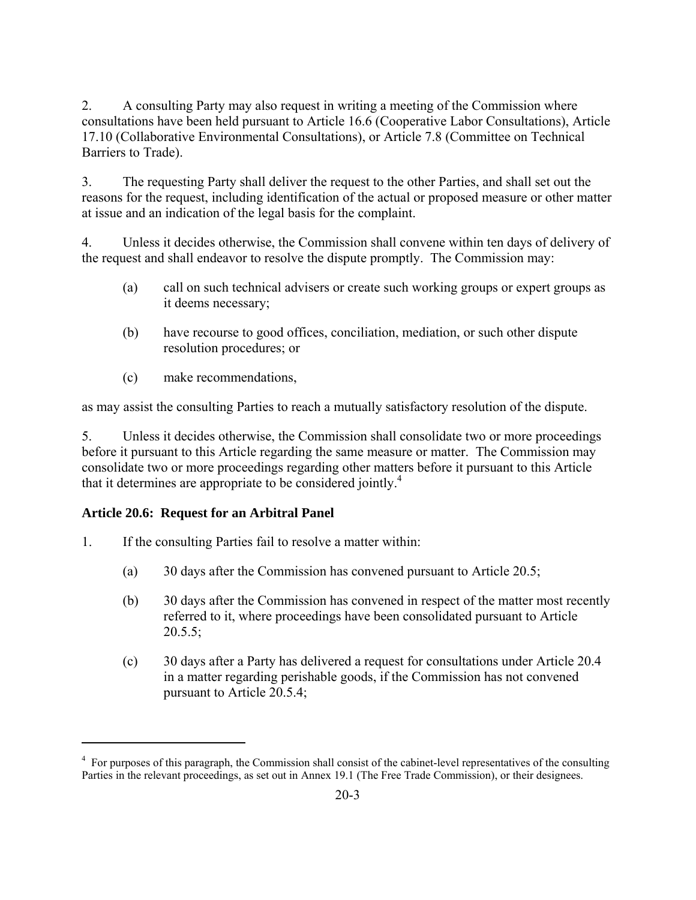2. A consulting Party may also request in writing a meeting of the Commission where consultations have been held pursuant to Article 16.6 (Cooperative Labor Consultations), Article 17.10 (Collaborative Environmental Consultations), or Article 7.8 (Committee on Technical Barriers to Trade).

3. The requesting Party shall deliver the request to the other Parties, and shall set out the reasons for the request, including identification of the actual or proposed measure or other matter at issue and an indication of the legal basis for the complaint.

4. Unless it decides otherwise, the Commission shall convene within ten days of delivery of the request and shall endeavor to resolve the dispute promptly. The Commission may:

(a) call on such technical advisers or create such working groups or expert groups as it deems necessary;

(b) have recourse to good offices, conciliation, mediation, or such other dispute resolution procedures; or

(c) make recommendations,

as may assist the consulting Parties to reach a mutually satisfactory resolution of the dispute.

5. Unless it decides otherwise, the Commission shall consolidate two or more proceedings before it pursuant to this Article regarding the same measure or matter. The Commission may consolidate two or more proceedings regarding other matters before it pursuant to this Article that it determines are appropriate to be considered jointly.[4]

### Article 20.6: Request for an Arbitral Panel

1. If the consulting Parties fail to resolve a matter within:

(a) 30 days after the Commission has convened pursuant to Article 20.5;

(b) 30 days after the Commission has convened in respect of the matter most recently referred to it, where proceedings have been consolidated pursuant to Article 20.5.5;

(c) 30 days after a Party has delivered a request for consultations under Article 20.4 in a matter regarding perishable goods, if the Commission has not convened pursuant to Article 20.5.4;

[4] For purposes of this paragraph, the Commission shall consist of the cabinet-level representatives of the consulting Parties in the relevant proceedings, as set out in Annex 19.1 (The Free Trade Commission), or their designees.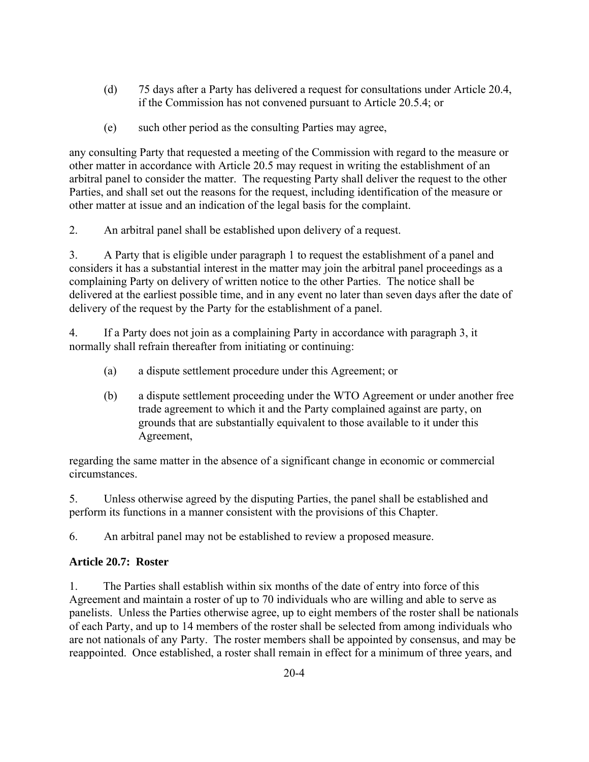(d) 75 days after a Party has delivered a request for consultations under Article 20.4, if the Commission has not convened pursuant to Article 20.5.4; or

(e) such other period as the consulting Parties may agree,

any consulting Party that requested a meeting of the Commission with regard to the measure or other matter in accordance with Article 20.5 may request in writing the establishment of an arbitral panel to consider the matter. The requesting Party shall deliver the request to the other Parties, and shall set out the reasons for the request, including identification of the measure or other matter at issue and an indication of the legal basis for the complaint.

2. An arbitral panel shall be established upon delivery of a request.

3. A Party that is eligible under paragraph 1 to request the establishment of a panel and considers it has a substantial interest in the matter may join the arbitral panel proceedings as a complaining Party on delivery of written notice to the other Parties. The notice shall be delivered at the earliest possible time, and in any event no later than seven days after the date of delivery of the request by the Party for the establishment of a panel.

4. If a Party does not join as a complaining Party in accordance with paragraph 3, it normally shall refrain thereafter from initiating or continuing:

(a) a dispute settlement procedure under this Agreement; or

(b) a dispute settlement proceeding under the WTO Agreement or under another free trade agreement to which it and the Party complained against are party, on grounds that are substantially equivalent to those available to it under this Agreement,

regarding the same matter in the absence of a significant change in economic or commercial circumstances.

5. Unless otherwise agreed by the disputing Parties, the panel shall be established and perform its functions in a manner consistent with the provisions of this Chapter.

6. An arbitral panel may not be established to review a proposed measure.

**Article 20.7: Roster**

1. The Parties shall establish within six months of the date of entry into force of this Agreement and maintain a roster of up to 70 individuals who are willing and able to serve as panelists. Unless the Parties otherwise agree, up to eight members of the roster shall be nationals of each Party, and up to 14 members of the roster shall be selected from among individuals who are not nationals of any Party. The roster members shall be appointed by consensus, and may be reappointed. Once established, a roster shall remain in effect for a minimum of three years, and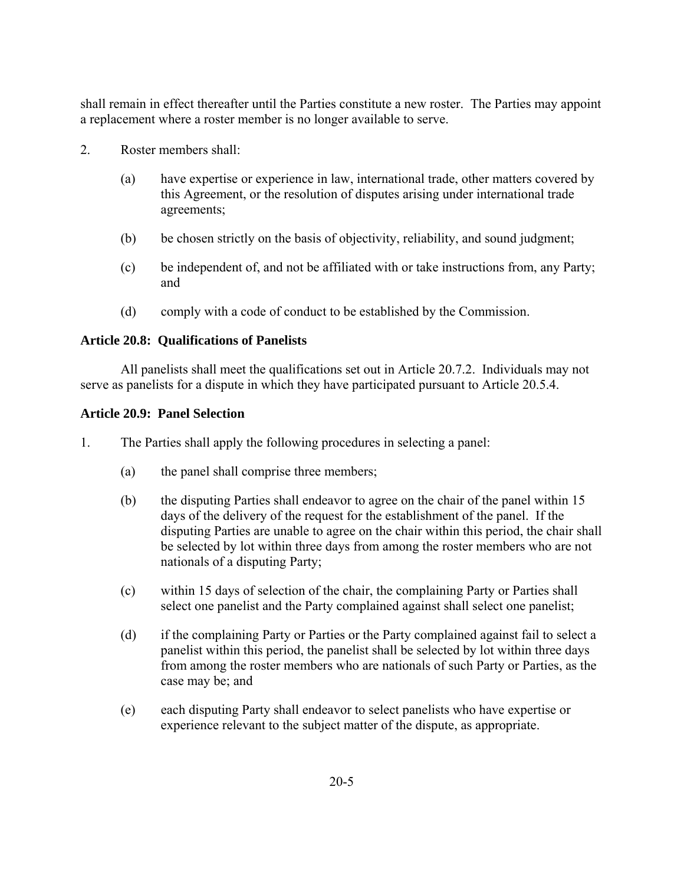shall remain in effect thereafter until the Parties constitute a new roster. The Parties may appoint a replacement where a roster member is no longer available to serve.

2. Roster members shall:

   (a) have expertise or experience in law, international trade, other matters covered by this Agreement, or the resolution of disputes arising under international trade agreements;

   (b) be chosen strictly on the basis of objectivity, reliability, and sound judgment;

   (c) be independent of, and not be affiliated with or take instructions from, any Party; and

   (d) comply with a code of conduct to be established by the Commission.

**Article 20.8: Qualifications of Panelists**

All panelists shall meet the qualifications set out in Article 20.7.2. Individuals may not serve as panelists for a dispute in which they have participated pursuant to Article 20.5.4.

**Article 20.9: Panel Selection**

1. The Parties shall apply the following procedures in selecting a panel:

   (a) the panel shall comprise three members;

   (b) the disputing Parties shall endeavor to agree on the chair of the panel within 15 days of the delivery of the request for the establishment of the panel. If the disputing Parties are unable to agree on the chair within this period, the chair shall be selected by lot within three days from among the roster members who are not nationals of a disputing Party;

   (c) within 15 days of selection of the chair, the complaining Party or Parties shall select one panelist and the Party complained against shall select one panelist;

   (d) if the complaining Party or Parties or the Party complained against fail to select a panelist within this period, the panelist shall be selected by lot within three days from among the roster members who are nationals of such Party or Parties, as the case may be; and

   (e) each disputing Party shall endeavor to select panelists who have expertise or experience relevant to the subject matter of the dispute, as appropriate.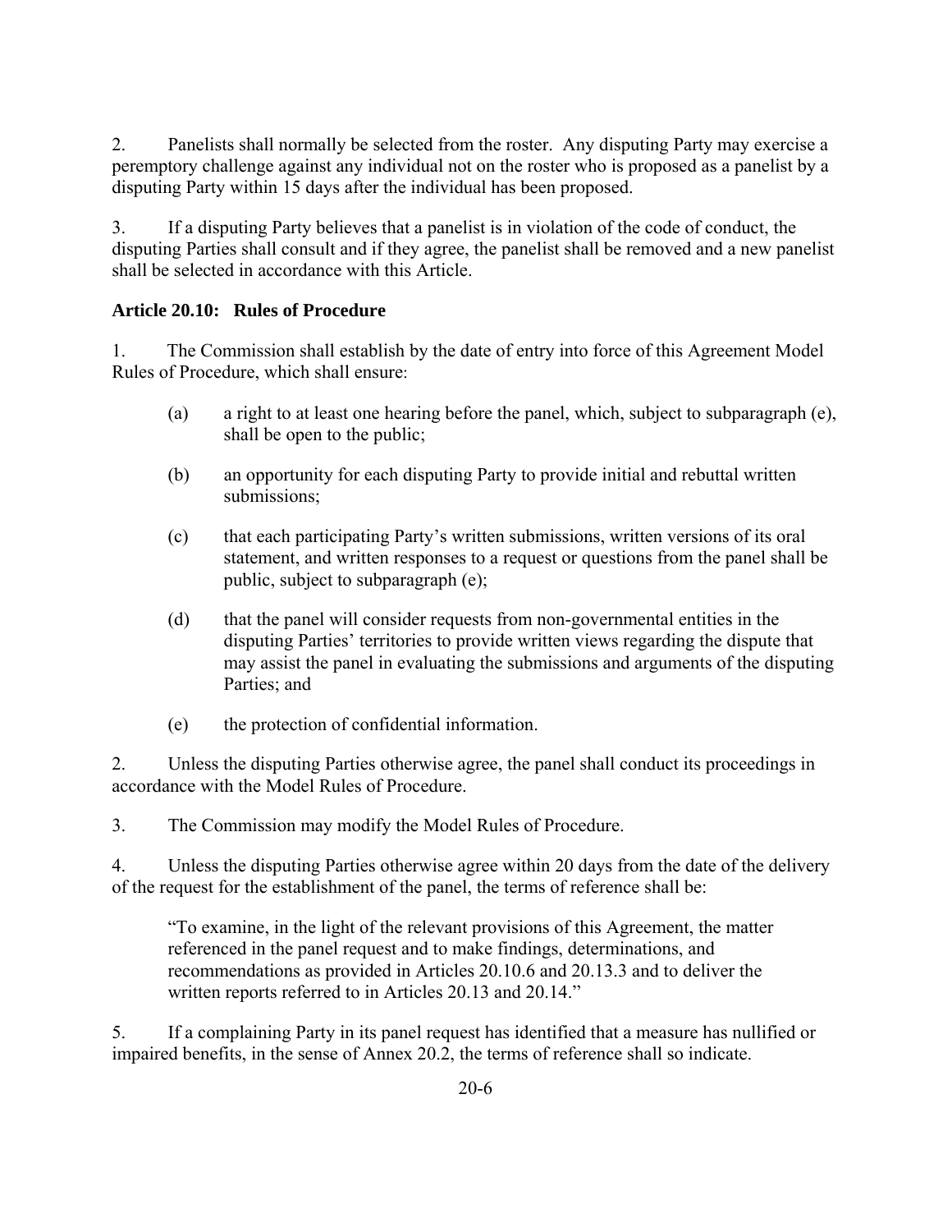2. Panelists shall normally be selected from the roster. Any disputing Party may exercise a peremptory challenge against any individual not on the roster who is proposed as a panelist by a disputing Party within 15 days after the individual has been proposed.

3. If a disputing Party believes that a panelist is in violation of the code of conduct, the disputing Parties shall consult and if they agree, the panelist shall be removed and a new panelist shall be selected in accordance with this Article.

### Article 20.10: Rules of Procedure

1. The Commission shall establish by the date of entry into force of this Agreement Model Rules of Procedure, which shall ensure:

   (a) a right to at least one hearing before the panel, which, subject to subparagraph (e), shall be open to the public;

   (b) an opportunity for each disputing Party to provide initial and rebuttal written submissions;

   (c) that each participating Party's written submissions, written versions of its oral statement, and written responses to a request or questions from the panel shall be public, subject to subparagraph (e);

   (d) that the panel will consider requests from non-governmental entities in the disputing Parties' territories to provide written views regarding the dispute that may assist the panel in evaluating the submissions and arguments of the disputing Parties; and

   (e) the protection of confidential information.

2. Unless the disputing Parties otherwise agree, the panel shall conduct its proceedings in accordance with the Model Rules of Procedure.

3. The Commission may modify the Model Rules of Procedure.

4. Unless the disputing Parties otherwise agree within 20 days from the date of the delivery of the request for the establishment of the panel, the terms of reference shall be:

> "To examine, in the light of the relevant provisions of this Agreement, the matter referenced in the panel request and to make findings, determinations, and recommendations as provided in Articles 20.10.6 and 20.13.3 and to deliver the written reports referred to in Articles 20.13 and 20.14."

5. If a complaining Party in its panel request has identified that a measure has nullified or impaired benefits, in the sense of Annex 20.2, the terms of reference shall so indicate.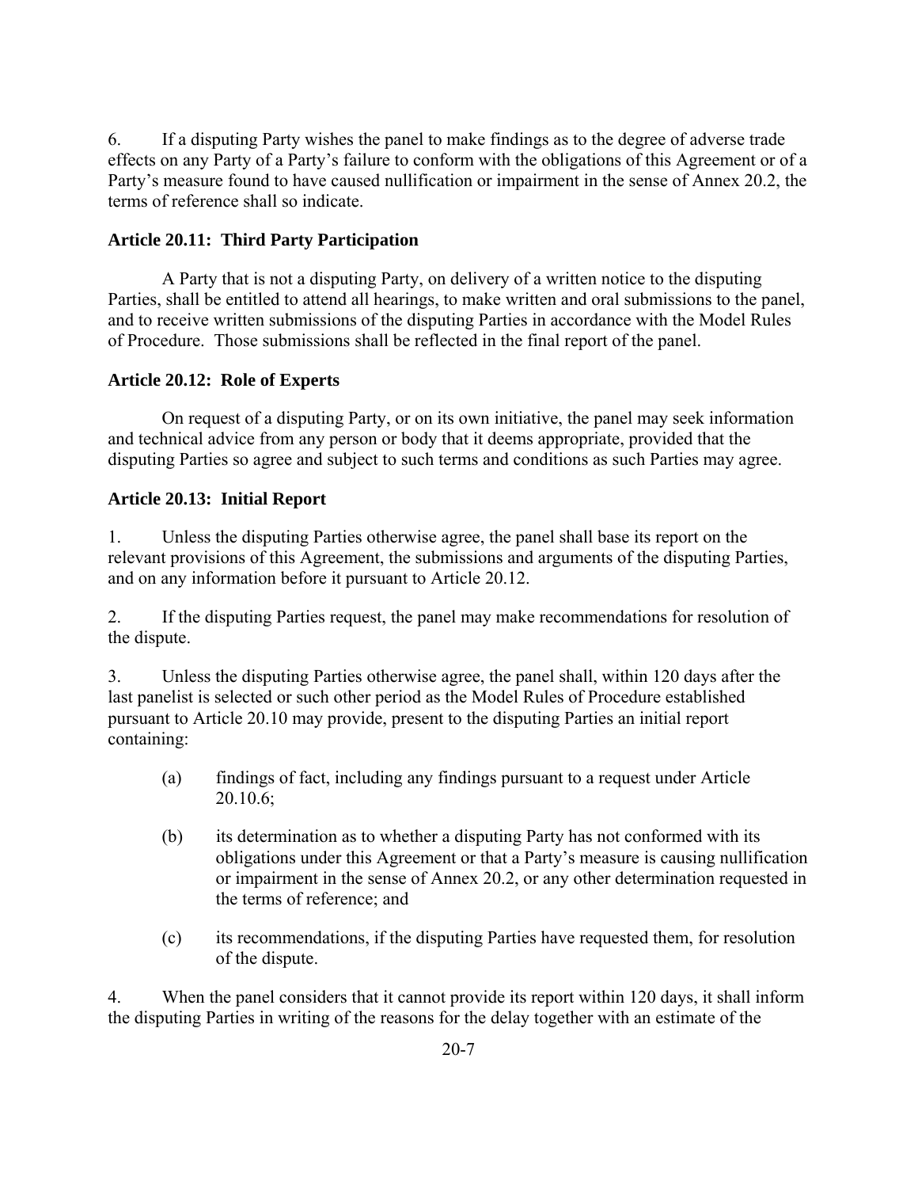6. If a disputing Party wishes the panel to make findings as to the degree of adverse trade effects on any Party of a Party's failure to conform with the obligations of this Agreement or of a Party's measure found to have caused nullification or impairment in the sense of Annex 20.2, the terms of reference shall so indicate.

### Article 20.11: Third Party Participation

A Party that is not a disputing Party, on delivery of a written notice to the disputing Parties, shall be entitled to attend all hearings, to make written and oral submissions to the panel, and to receive written submissions of the disputing Parties in accordance with the Model Rules of Procedure. Those submissions shall be reflected in the final report of the panel.

### Article 20.12: Role of Experts

On request of a disputing Party, or on its own initiative, the panel may seek information and technical advice from any person or body that it deems appropriate, provided that the disputing Parties so agree and subject to such terms and conditions as such Parties may agree.

### Article 20.13: Initial Report

1. Unless the disputing Parties otherwise agree, the panel shall base its report on the relevant provisions of this Agreement, the submissions and arguments of the disputing Parties, and on any information before it pursuant to Article 20.12.

2. If the disputing Parties request, the panel may make recommendations for resolution of the dispute.

3. Unless the disputing Parties otherwise agree, the panel shall, within 120 days after the last panelist is selected or such other period as the Model Rules of Procedure established pursuant to Article 20.10 may provide, present to the disputing Parties an initial report containing:

   (a) findings of fact, including any findings pursuant to a request under Article 20.10.6;

   (b) its determination as to whether a disputing Party has not conformed with its obligations under this Agreement or that a Party's measure is causing nullification or impairment in the sense of Annex 20.2, or any other determination requested in the terms of reference; and

   (c) its recommendations, if the disputing Parties have requested them, for resolution of the dispute.

4. When the panel considers that it cannot provide its report within 120 days, it shall inform the disputing Parties in writing of the reasons for the delay together with an estimate of the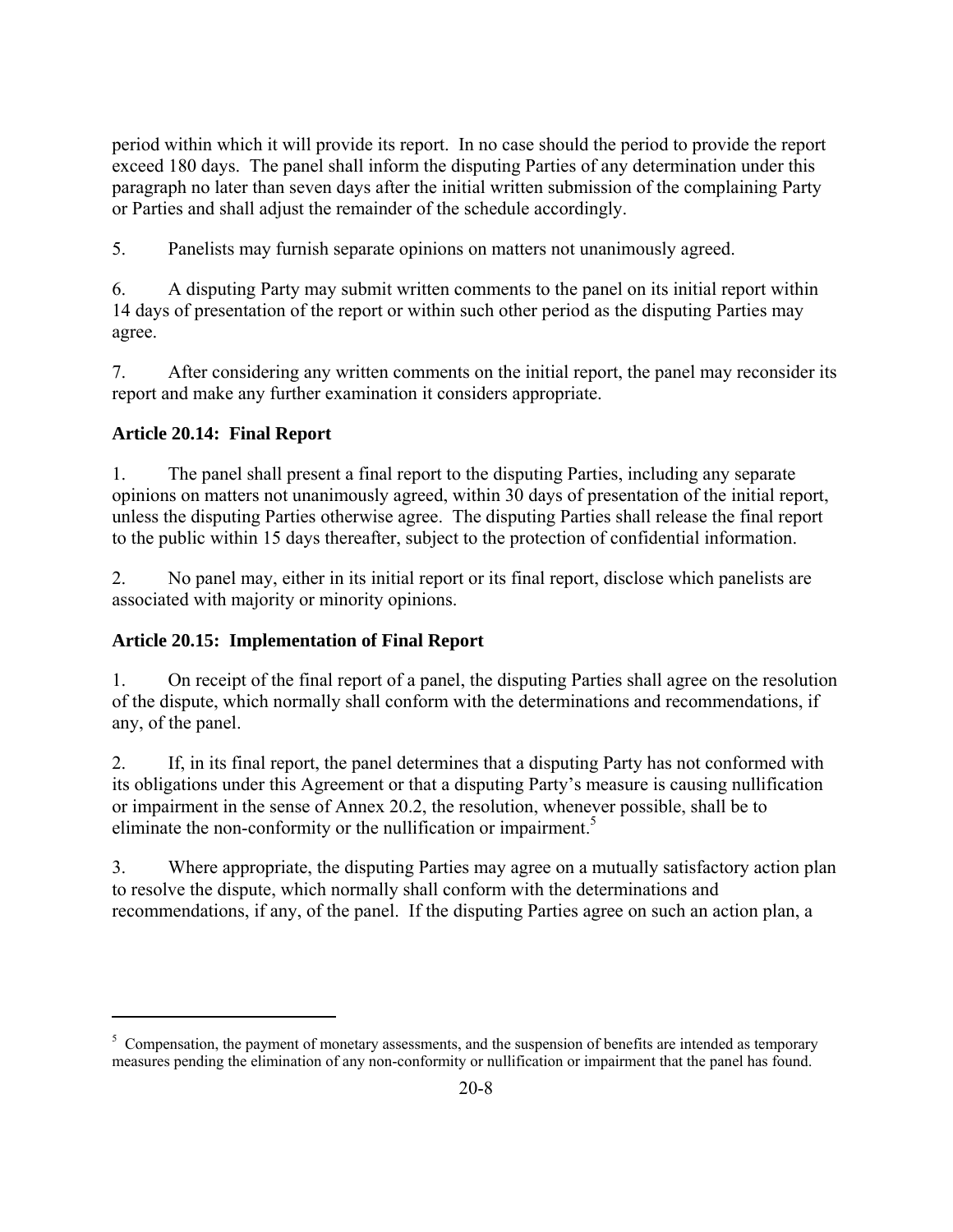period within which it will provide its report. In no case should the period to provide the report exceed 180 days. The panel shall inform the disputing Parties of any determination under this paragraph no later than seven days after the initial written submission of the complaining Party or Parties and shall adjust the remainder of the schedule accordingly.

5. Panelists may furnish separate opinions on matters not unanimously agreed.

6. A disputing Party may submit written comments to the panel on its initial report within 14 days of presentation of the report or within such other period as the disputing Parties may agree.

7. After considering any written comments on the initial report, the panel may reconsider its report and make any further examination it considers appropriate.

### Article 20.14: Final Report

1. The panel shall present a final report to the disputing Parties, including any separate opinions on matters not unanimously agreed, within 30 days of presentation of the initial report, unless the disputing Parties otherwise agree. The disputing Parties shall release the final report to the public within 15 days thereafter, subject to the protection of confidential information.

2. No panel may, either in its initial report or its final report, disclose which panelists are associated with majority or minority opinions.

### Article 20.15: Implementation of Final Report

1. On receipt of the final report of a panel, the disputing Parties shall agree on the resolution of the dispute, which normally shall conform with the determinations and recommendations, if any, of the panel.

2. If, in its final report, the panel determines that a disputing Party has not conformed with its obligations under this Agreement or that a disputing Party's measure is causing nullification or impairment in the sense of Annex 20.2, the resolution, whenever possible, shall be to eliminate the non-conformity or the nullification or impairment.[5]

3. Where appropriate, the disputing Parties may agree on a mutually satisfactory action plan to resolve the dispute, which normally shall conform with the determinations and recommendations, if any, of the panel. If the disputing Parties agree on such an action plan, a

---

[5] Compensation, the payment of monetary assessments, and the suspension of benefits are intended as temporary measures pending the elimination of any non-conformity or nullification or impairment that the panel has found.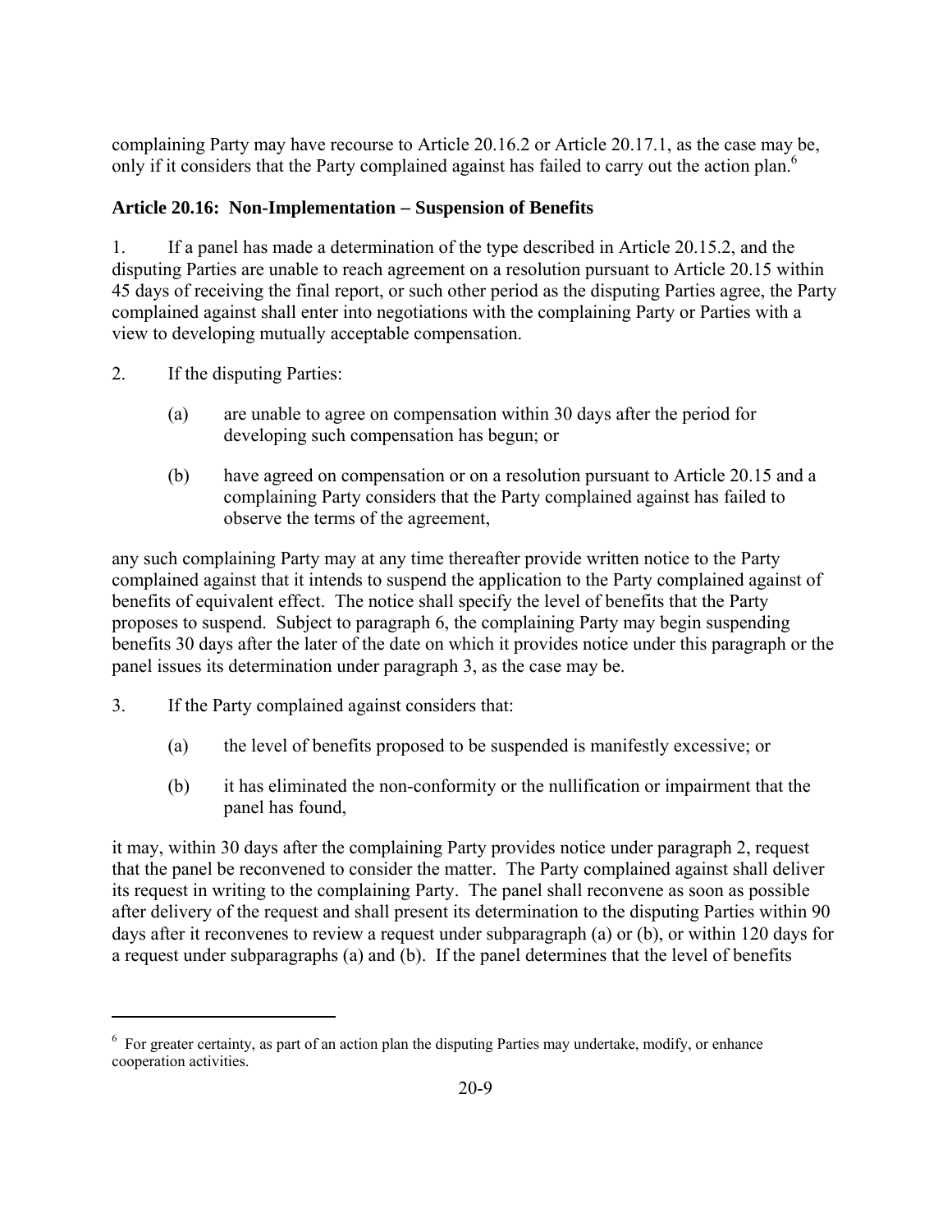complaining Party may have recourse to Article 20.16.2 or Article 20.17.1, as the case may be, only if it considers that the Party complained against has failed to carry out the action plan.[6]

### Article 20.16: Non-Implementation – Suspension of Benefits

1. If a panel has made a determination of the type described in Article 20.15.2, and the disputing Parties are unable to reach agreement on a resolution pursuant to Article 20.15 within 45 days of receiving the final report, or such other period as the disputing Parties agree, the Party complained against shall enter into negotiations with the complaining Party or Parties with a view to developing mutually acceptable compensation.

2. If the disputing Parties:

   (a) are unable to agree on compensation within 30 days after the period for developing such compensation has begun; or

   (b) have agreed on compensation or on a resolution pursuant to Article 20.15 and a complaining Party considers that the Party complained against has failed to observe the terms of the agreement,

any such complaining Party may at any time thereafter provide written notice to the Party complained against that it intends to suspend the application to the Party complained against of benefits of equivalent effect. The notice shall specify the level of benefits that the Party proposes to suspend. Subject to paragraph 6, the complaining Party may begin suspending benefits 30 days after the later of the date on which it provides notice under this paragraph or the panel issues its determination under paragraph 3, as the case may be.

3. If the Party complained against considers that:

   (a) the level of benefits proposed to be suspended is manifestly excessive; or

   (b) it has eliminated the non-conformity or the nullification or impairment that the panel has found,

it may, within 30 days after the complaining Party provides notice under paragraph 2, request that the panel be reconvened to consider the matter. The Party complained against shall deliver its request in writing to the complaining Party. The panel shall reconvene as soon as possible after delivery of the request and shall present its determination to the disputing Parties within 90 days after it reconvenes to review a request under subparagraph (a) or (b), or within 120 days for a request under subparagraphs (a) and (b). If the panel determines that the level of benefits

[6] For greater certainty, as part of an action plan the disputing Parties may undertake, modify, or enhance cooperation activities.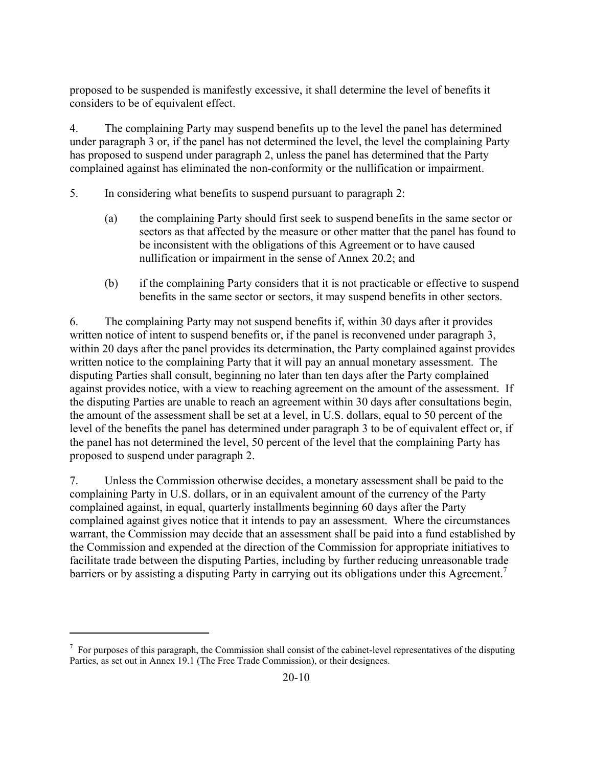proposed to be suspended is manifestly excessive, it shall determine the level of benefits it considers to be of equivalent effect.

4. The complaining Party may suspend benefits up to the level the panel has determined under paragraph 3 or, if the panel has not determined the level, the level the complaining Party has proposed to suspend under paragraph 2, unless the panel has determined that the Party complained against has eliminated the non-conformity or the nullification or impairment.

5. In considering what benefits to suspend pursuant to paragraph 2:

(a) the complaining Party should first seek to suspend benefits in the same sector or sectors as that affected by the measure or other matter that the panel has found to be inconsistent with the obligations of this Agreement or to have caused nullification or impairment in the sense of Annex 20.2; and

(b) if the complaining Party considers that it is not practicable or effective to suspend benefits in the same sector or sectors, it may suspend benefits in other sectors.

6. The complaining Party may not suspend benefits if, within 30 days after it provides written notice of intent to suspend benefits or, if the panel is reconvened under paragraph 3, within 20 days after the panel provides its determination, the Party complained against provides written notice to the complaining Party that it will pay an annual monetary assessment. The disputing Parties shall consult, beginning no later than ten days after the Party complained against provides notice, with a view to reaching agreement on the amount of the assessment. If the disputing Parties are unable to reach an agreement within 30 days after consultations begin, the amount of the assessment shall be set at a level, in U.S. dollars, equal to 50 percent of the level of the benefits the panel has determined under paragraph 3 to be of equivalent effect or, if the panel has not determined the level, 50 percent of the level that the complaining Party has proposed to suspend under paragraph 2.

7. Unless the Commission otherwise decides, a monetary assessment shall be paid to the complaining Party in U.S. dollars, or in an equivalent amount of the currency of the Party complained against, in equal, quarterly installments beginning 60 days after the Party complained against gives notice that it intends to pay an assessment. Where the circumstances warrant, the Commission may decide that an assessment shall be paid into a fund established by the Commission and expended at the direction of the Commission for appropriate initiatives to facilitate trade between the disputing Parties, including by further reducing unreasonable trade barriers or by assisting a disputing Party in carrying out its obligations under this Agreement.[7]

---

[7] For purposes of this paragraph, the Commission shall consist of the cabinet-level representatives of the disputing Parties, as set out in Annex 19.1 (The Free Trade Commission), or their designees.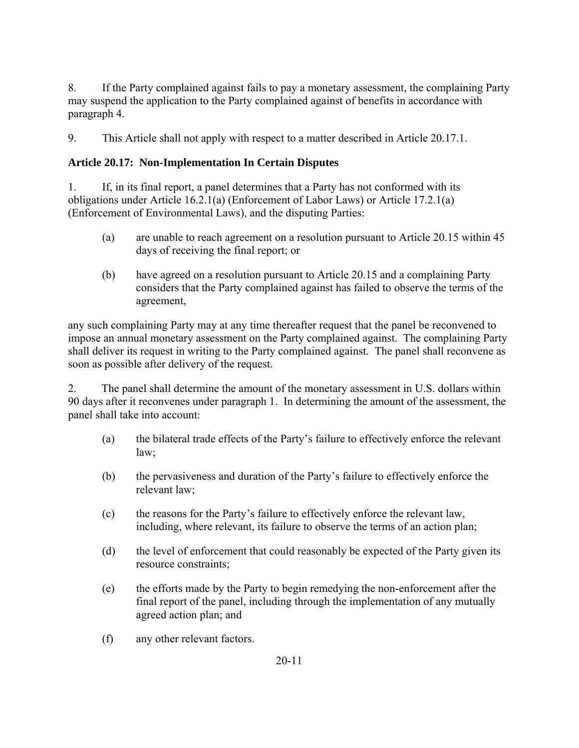8. If the Party complained against fails to pay a monetary assessment, the complaining Party may suspend the application to the Party complained against of benefits in accordance with paragraph 4.

9. This Article shall not apply with respect to a matter described in Article 20.17.1.

### Article 20.17: Non-Implementation In Certain Disputes

1. If, in its final report, a panel determines that a Party has not conformed with its obligations under Article 16.2.1(a) (Enforcement of Labor Laws) or Article 17.2.1(a) (Enforcement of Environmental Laws), and the disputing Parties:

   (a) are unable to reach agreement on a resolution pursuant to Article 20.15 within 45 days of receiving the final report; or

   (b) have agreed on a resolution pursuant to Article 20.15 and a complaining Party considers that the Party complained against has failed to observe the terms of the agreement,

any such complaining Party may at any time thereafter request that the panel be reconvened to impose an annual monetary assessment on the Party complained against. The complaining Party shall deliver its request in writing to the Party complained against. The panel shall reconvene as soon as possible after delivery of the request.

2. The panel shall determine the amount of the monetary assessment in U.S. dollars within 90 days after it reconvenes under paragraph 1. In determining the amount of the assessment, the panel shall take into account:

   (a) the bilateral trade effects of the Party's failure to effectively enforce the relevant law;

   (b) the pervasiveness and duration of the Party's failure to effectively enforce the relevant law;

   (c) the reasons for the Party's failure to effectively enforce the relevant law, including, where relevant, its failure to observe the terms of an action plan;

   (d) the level of enforcement that could reasonably be expected of the Party given its resource constraints;

   (e) the efforts made by the Party to begin remedying the non-enforcement after the final report of the panel, including through the implementation of any mutually agreed action plan; and

   (f) any other relevant factors.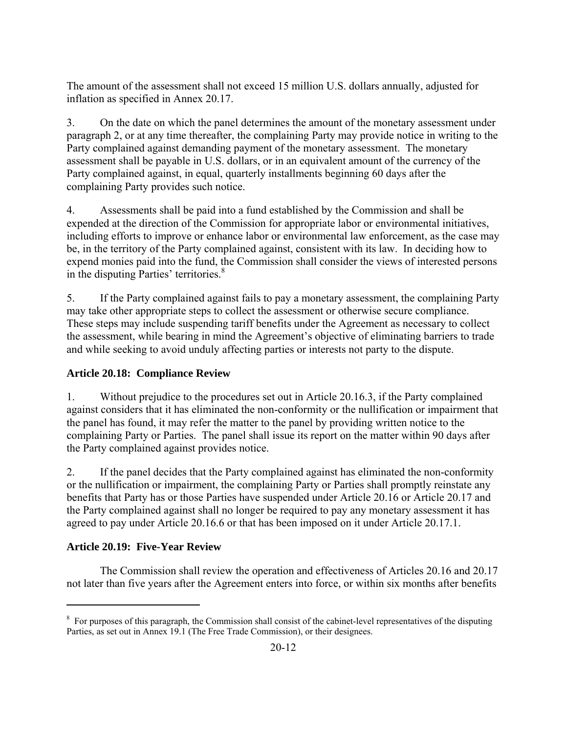The amount of the assessment shall not exceed 15 million U.S. dollars annually, adjusted for inflation as specified in Annex 20.17.

3. On the date on which the panel determines the amount of the monetary assessment under paragraph 2, or at any time thereafter, the complaining Party may provide notice in writing to the Party complained against demanding payment of the monetary assessment. The monetary assessment shall be payable in U.S. dollars, or in an equivalent amount of the currency of the Party complained against, in equal, quarterly installments beginning 60 days after the complaining Party provides such notice.

4. Assessments shall be paid into a fund established by the Commission and shall be expended at the direction of the Commission for appropriate labor or environmental initiatives, including efforts to improve or enhance labor or environmental law enforcement, as the case may be, in the territory of the Party complained against, consistent with its law. In deciding how to expend monies paid into the fund, the Commission shall consider the views of interested persons in the disputing Parties' territories.[8]

5. If the Party complained against fails to pay a monetary assessment, the complaining Party may take other appropriate steps to collect the assessment or otherwise secure compliance. These steps may include suspending tariff benefits under the Agreement as necessary to collect the assessment, while bearing in mind the Agreement's objective of eliminating barriers to trade and while seeking to avoid unduly affecting parties or interests not party to the dispute.

### Article 20.18: Compliance Review

1. Without prejudice to the procedures set out in Article 20.16.3, if the Party complained against considers that it has eliminated the non-conformity or the nullification or impairment that the panel has found, it may refer the matter to the panel by providing written notice to the complaining Party or Parties. The panel shall issue its report on the matter within 90 days after the Party complained against provides notice.

2. If the panel decides that the Party complained against has eliminated the non-conformity or the nullification or impairment, the complaining Party or Parties shall promptly reinstate any benefits that Party has or those Parties have suspended under Article 20.16 or Article 20.17 and the Party complained against shall no longer be required to pay any monetary assessment it has agreed to pay under Article 20.16.6 or that has been imposed on it under Article 20.17.1.

### Article 20.19: Five-Year Review

The Commission shall review the operation and effectiveness of Articles 20.16 and 20.17 not later than five years after the Agreement enters into force, or within six months after benefits

[8] For purposes of this paragraph, the Commission shall consist of the cabinet-level representatives of the disputing Parties, as set out in Annex 19.1 (The Free Trade Commission), or their designees.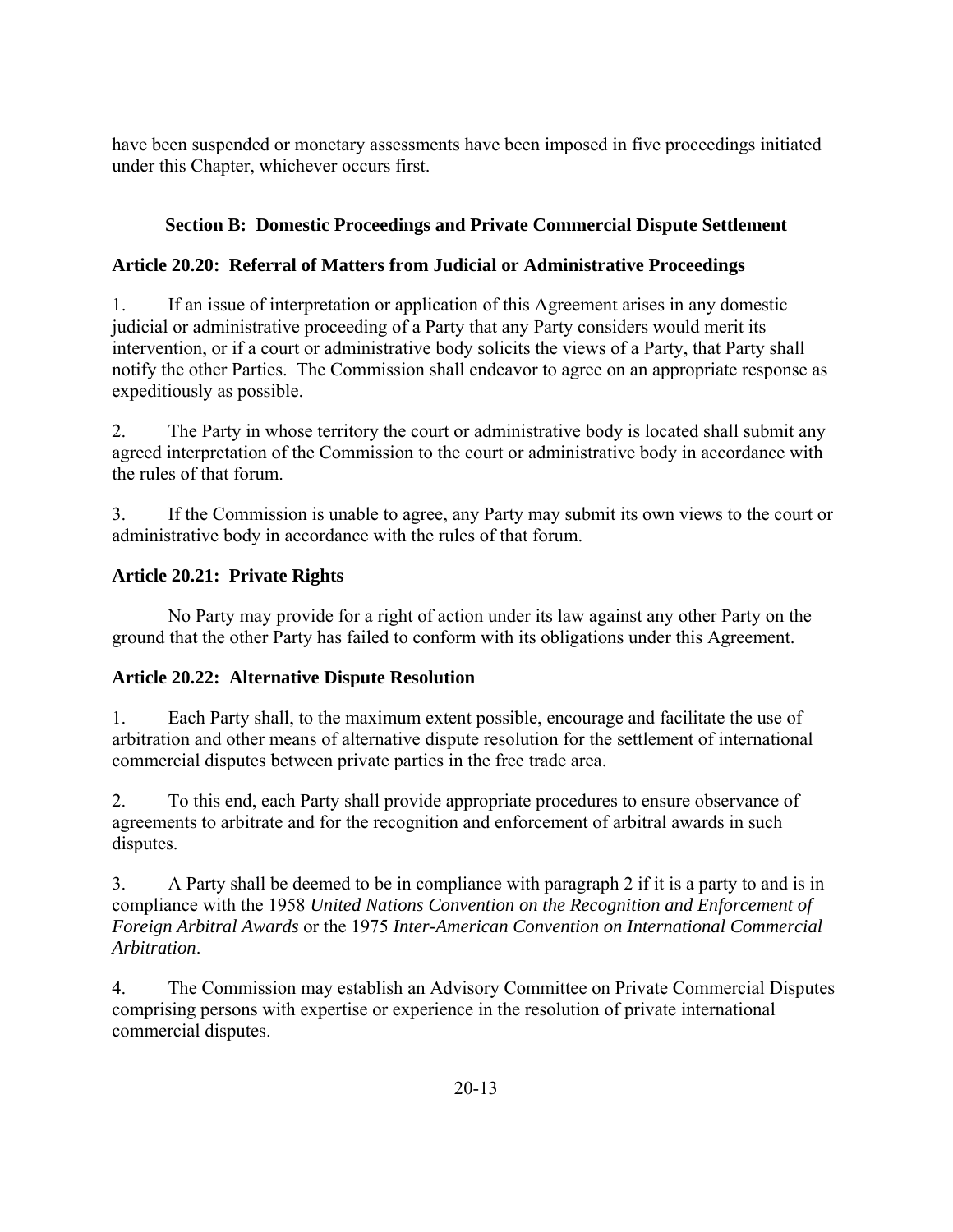have been suspended or monetary assessments have been imposed in five proceedings initiated under this Chapter, whichever occurs first.

## Section B: Domestic Proceedings and Private Commercial Dispute Settlement

### Article 20.20: Referral of Matters from Judicial or Administrative Proceedings

1. If an issue of interpretation or application of this Agreement arises in any domestic judicial or administrative proceeding of a Party that any Party considers would merit its intervention, or if a court or administrative body solicits the views of a Party, that Party shall notify the other Parties. The Commission shall endeavor to agree on an appropriate response as expeditiously as possible.

2. The Party in whose territory the court or administrative body is located shall submit any agreed interpretation of the Commission to the court or administrative body in accordance with the rules of that forum.

3. If the Commission is unable to agree, any Party may submit its own views to the court or administrative body in accordance with the rules of that forum.

### Article 20.21: Private Rights

No Party may provide for a right of action under its law against any other Party on the ground that the other Party has failed to conform with its obligations under this Agreement.

### Article 20.22: Alternative Dispute Resolution

1. Each Party shall, to the maximum extent possible, encourage and facilitate the use of arbitration and other means of alternative dispute resolution for the settlement of international commercial disputes between private parties in the free trade area.

2. To this end, each Party shall provide appropriate procedures to ensure observance of agreements to arbitrate and for the recognition and enforcement of arbitral awards in such disputes.

3. A Party shall be deemed to be in compliance with paragraph 2 if it is a party to and is in compliance with the 1958 *United Nations Convention on the Recognition and Enforcement of Foreign Arbitral Awards* or the 1975 *Inter-American Convention on International Commercial Arbitration*.

4. The Commission may establish an Advisory Committee on Private Commercial Disputes comprising persons with expertise or experience in the resolution of private international commercial disputes.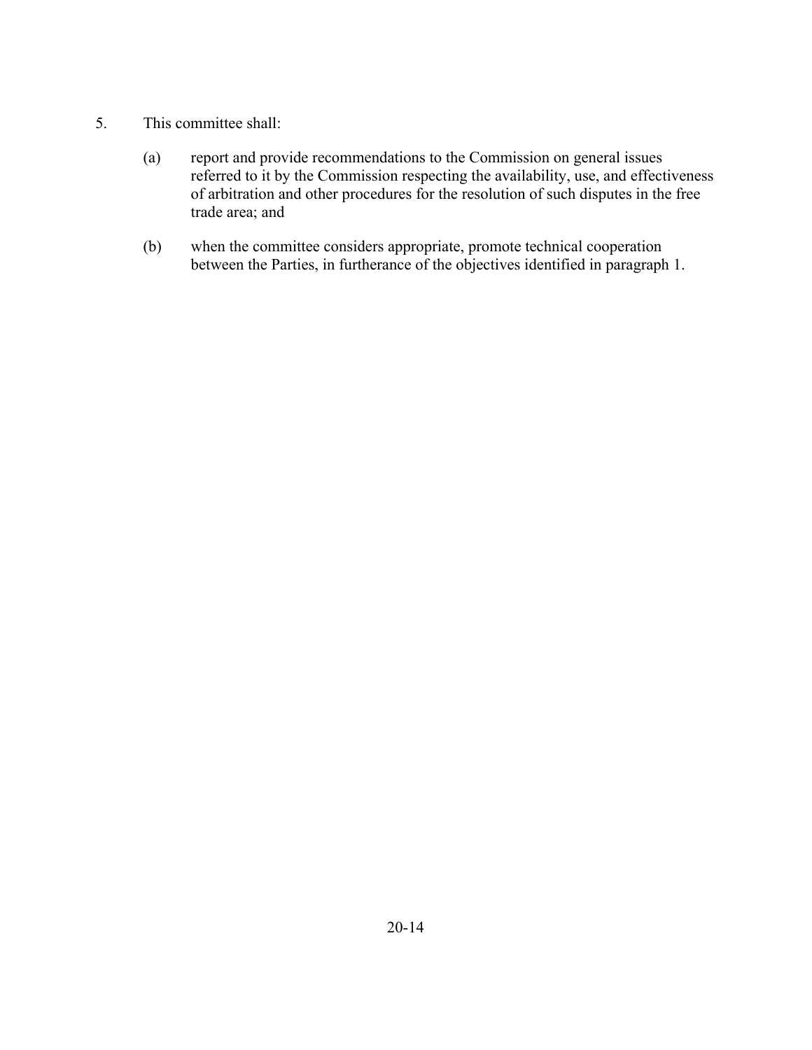5. This committee shall:

   (a) report and provide recommendations to the Commission on general issues referred to it by the Commission respecting the availability, use, and effectiveness of arbitration and other procedures for the resolution of such disputes in the free trade area; and

   (b) when the committee considers appropriate, promote technical cooperation between the Parties, in furtherance of the objectives identified in paragraph 1.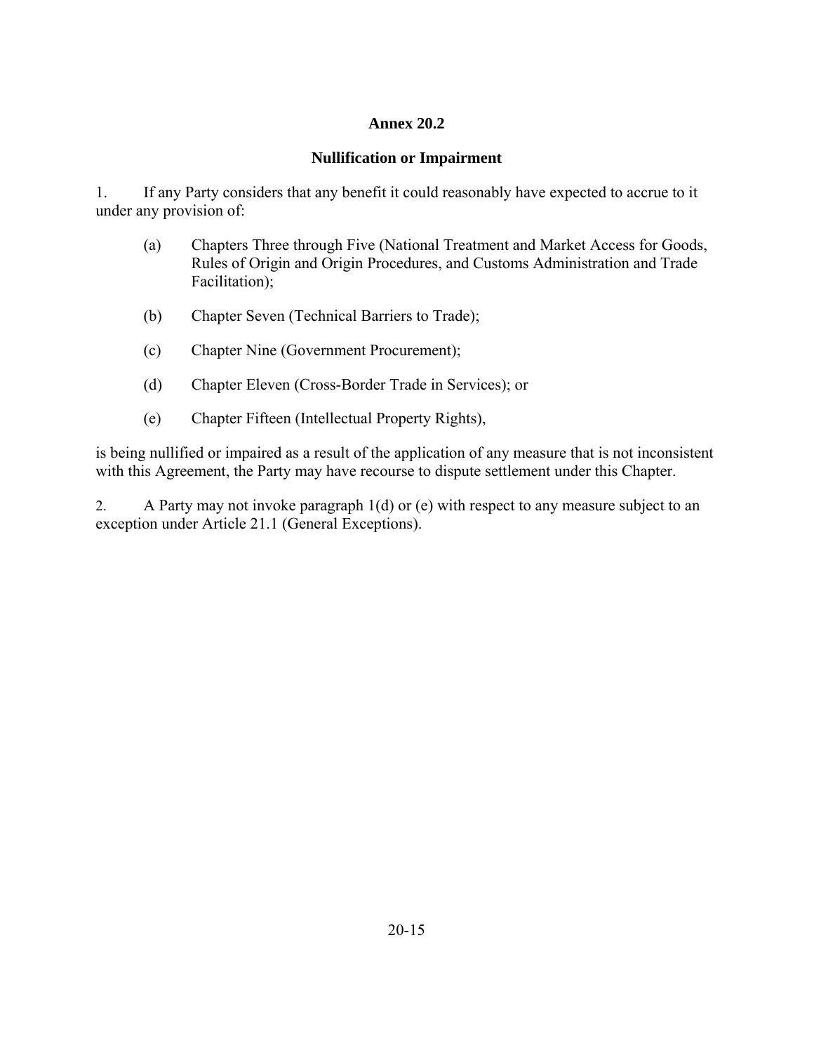## Annex 20.2

## Nullification or Impairment

1. If any Party considers that any benefit it could reasonably have expected to accrue to it under any provision of:

   (a) Chapters Three through Five (National Treatment and Market Access for Goods, Rules of Origin and Origin Procedures, and Customs Administration and Trade Facilitation);

   (b) Chapter Seven (Technical Barriers to Trade);

   (c) Chapter Nine (Government Procurement);

   (d) Chapter Eleven (Cross-Border Trade in Services); or

   (e) Chapter Fifteen (Intellectual Property Rights),

is being nullified or impaired as a result of the application of any measure that is not inconsistent with this Agreement, the Party may have recourse to dispute settlement under this Chapter.

2. A Party may not invoke paragraph 1(d) or (e) with respect to any measure subject to an exception under Article 21.1 (General Exceptions).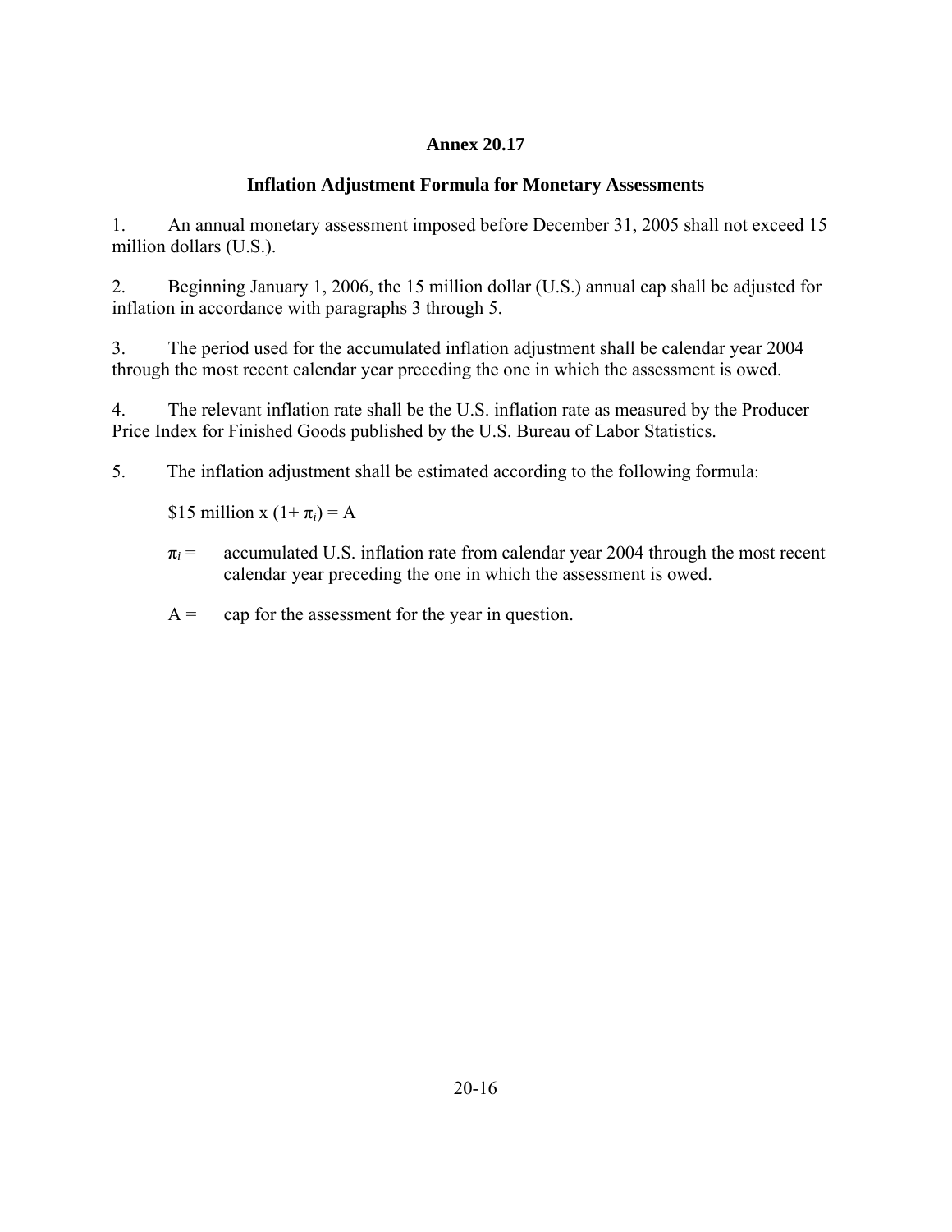# Annex 20.17

## Inflation Adjustment Formula for Monetary Assessments

1. An annual monetary assessment imposed before December 31, 2005 shall not exceed 15 million dollars (U.S.).

2. Beginning January 1, 2006, the 15 million dollar (U.S.) annual cap shall be adjusted for inflation in accordance with paragraphs 3 through 5.

3. The period used for the accumulated inflation adjustment shall be calendar year 2004 through the most recent calendar year preceding the one in which the assessment is owed.

4. The relevant inflation rate shall be the U.S. inflation rate as measured by the Producer Price Index for Finished Goods published by the U.S. Bureau of Labor Statistics.

5. The inflation adjustment shall be estimated according to the following formula:

   $\$15 \text{ million} \times (1+ \pi_i) = A$

   $\pi_i$ = accumulated U.S. inflation rate from calendar year 2004 through the most recent calendar year preceding the one in which the assessment is owed.

   $A$ = cap for the assessment for the year in question.